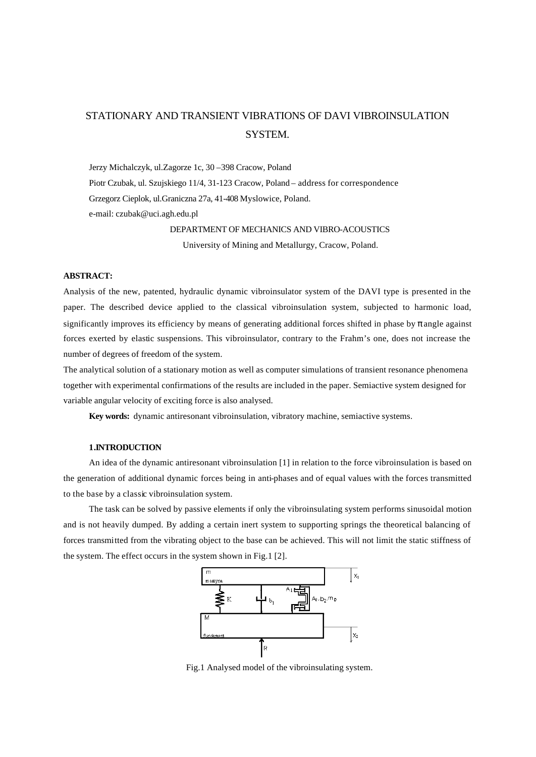# STATIONARY AND TRANSIENT VIBRATIONS OF DAVI VIBROINSULATION SYSTEM.

Jerzy Michalczyk, ul.Zagorze 1c, 30 –398 Cracow, Poland

Piotr Czubak, ul. Szujskiego 11/4, 31-123 Cracow, Poland – address for correspondence

Grzegorz Cieplok, ul.Graniczna 27a, 41-408 Myslowice, Poland.

e-mail: czubak@uci.agh.edu.pl

DEPARTMENT OF MECHANICS AND VIBRO-ACOUSTICS

University of Mining and Metallurgy, Cracow, Poland.

**ABSTRACT:**

Analysis of the new, patented, hydraulic dynamic vibroinsulator system of the DAVI type is presented in the paper. The described device applied to the classical vibroinsulation system, subjected to harmonic load, significantly improves its efficiency by means of generating additional forces shifted in phase by $\pi$ angle against forces exerted by elastic suspensions. This vibroinsulator, contrary to the Frahm's one, does not increase the number of degrees of freedom of the system.

The analytical solution of a stationary motion as well as computer simulations of transient resonance phenomena together with experimental confirmations of the results are included in the paper. Semiactive system designed for variable angular velocity of exciting force is also analysed.

**Key words:** dynamic antiresonant vibroinsulation, vibratory machine, semiactive systems.

## 1.INTRODUCTION

An idea of the dynamic antiresonant vibroinsulation [1] in relation to the force vibroinsulation is based on the generation of additional dynamic forces being in anti-phases and of equal values with the forces transmitted to the base by a classic vibroinsulation system.

The task can be solved by passive elements if only the vibroinsulating system performs sinusoidal motion and is not heavily dumped. By adding a certain inert system to supporting springs the theoretical balancing of forces transmitted from the vibrating object to the base can be achieved. This will not limit the static stiffness of the system. The effect occurs in the system shown in Fig.1 [2].

m

maszyna

$x_1$

K

$b_1$

$A_1$

$A_2, b_2, m_c$

M

fundament

$x_2$

R

Fig.1 Analysed model of the vibroinsulating system.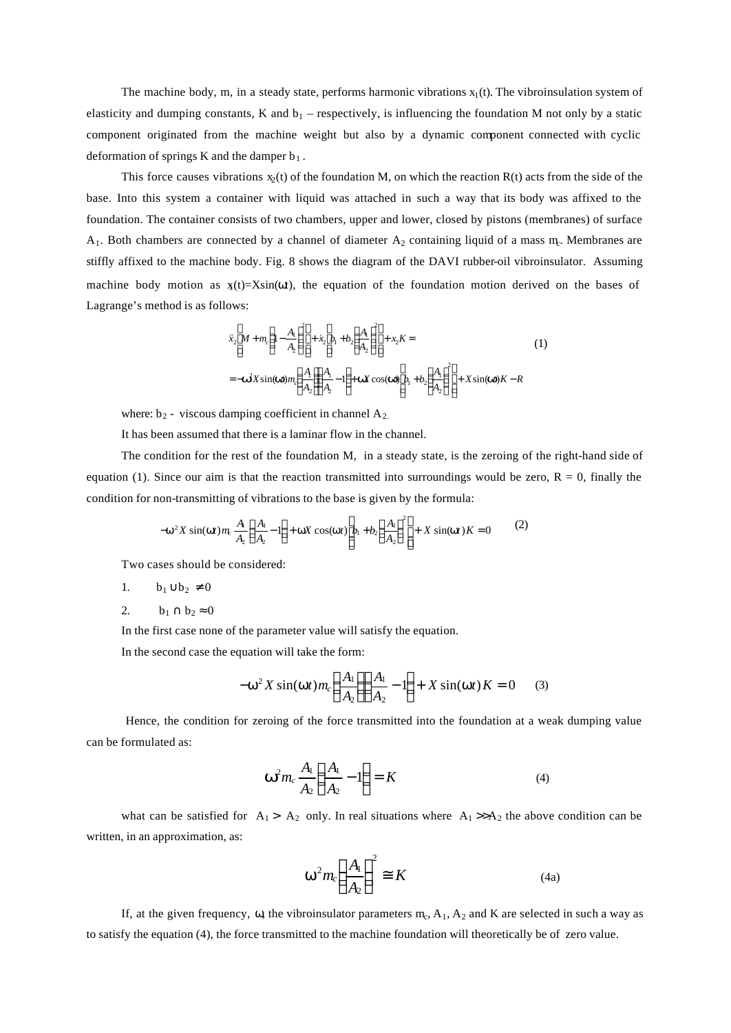The machine body, m, in a steady state, performs harmonic vibrations $x_1(t)$. The vibroinsulation system of elasticity and dumping constants, K and $b_1$ – respectively, is influencing the foundation M not only by a static component originated from the machine weight but also by a dynamic component connected with cyclic deformation of springs K and the damper $b_1$.

This force causes vibrations $x_2(t)$ of the foundation M, on which the reaction R(t) acts from the side of the base. Into this system a container with liquid was attached in such a way that its body was affixed to the foundation. The container consists of two chambers, upper and lower, closed by pistons (membranes) of surface $A_1$. Both chambers are connected by a channel of diameter $A_2$ containing liquid of a mass $m_c$. Membranes are stiffly affixed to the machine body. Fig. 8 shows the diagram of the DAVI rubber-oil vibroinsulator. Assuming machine body motion as $x_1(t)=X\sin(\omega t)$, the equation of the foundation motion derived on the bases of Lagrange's method is as follows:

$$\ddot{x}_2\left[M + m_c\left(1 - \frac{A_1}{A_2}\right)^2\right] + \dot{x}_2\left[b_1 + b_2\left(\frac{A_1}{A_2}\right)^2\right] + x_2 K =$$
$$= -\omega^2 X \sin(\omega t) m_c\left(\frac{A_1}{A_2}\right)\left(\frac{A_1}{A_2} - 1\right) + \omega X \cos(\omega t)\left[b_1 + b_2\left(\frac{A_1}{A_2}\right)^2\right] + X\sin(\omega t) K - R \qquad (1)$$

where: $b_2$ - viscous damping coefficient in channel $A_2$.

It has been assumed that there is a laminar flow in the channel.

The condition for the rest of the foundation M, in a steady state, is the zeroing of the right-hand side of equation (1). Since our aim is that the reaction transmitted into surroundings would be zero, R = 0, finally the condition for non-transmitting of vibrations to the base is given by the formula:

$$-\omega^2 X \sin(\omega t) m_c \frac{A_1}{A_2}\left(\frac{A_1}{A_2} - 1\right) + \omega X \cos(\omega t)\left[b_1 + b_2\left(\frac{A_1}{A_2}\right)^2\right] + X \sin(\omega t) K = 0 \qquad (2)$$

Two cases should be considered:

1. $b_1 \cup b_2 \neq 0$
2. $b_1 \cap b_2 \approx 0$

In the first case none of the parameter value will satisfy the equation.

In the second case the equation will take the form:

$$-\omega^2 X \sin(\omega t) m_c\left(\frac{A_1}{A_2}\right)\left(\frac{A_1}{A_2} - 1\right) + X \sin(\omega t) K = 0 \qquad (3)$$

Hence, the condition for zeroing of the force transmitted into the foundation at a weak dumping value can be formulated as:

$$\omega^2 m_c \frac{A_1}{A_2}\left(\frac{A_1}{A_2} - 1\right) = K \qquad (4)$$

what can be satisfied for $A_1 > A_2$ only. In real situations where $A_1 >> A_2$ the above condition can be written, in an approximation, as:

$$\omega^2 m_c\left(\frac{A_1}{A_2}\right)^2 \cong K \qquad (4a)$$

If, at the given frequency, $\omega$, the vibroinsulator parameters $m_c$, $A_1$, $A_2$ and K are selected in such a way as to satisfy the equation (4), the force transmitted to the machine foundation will theoretically be of zero value.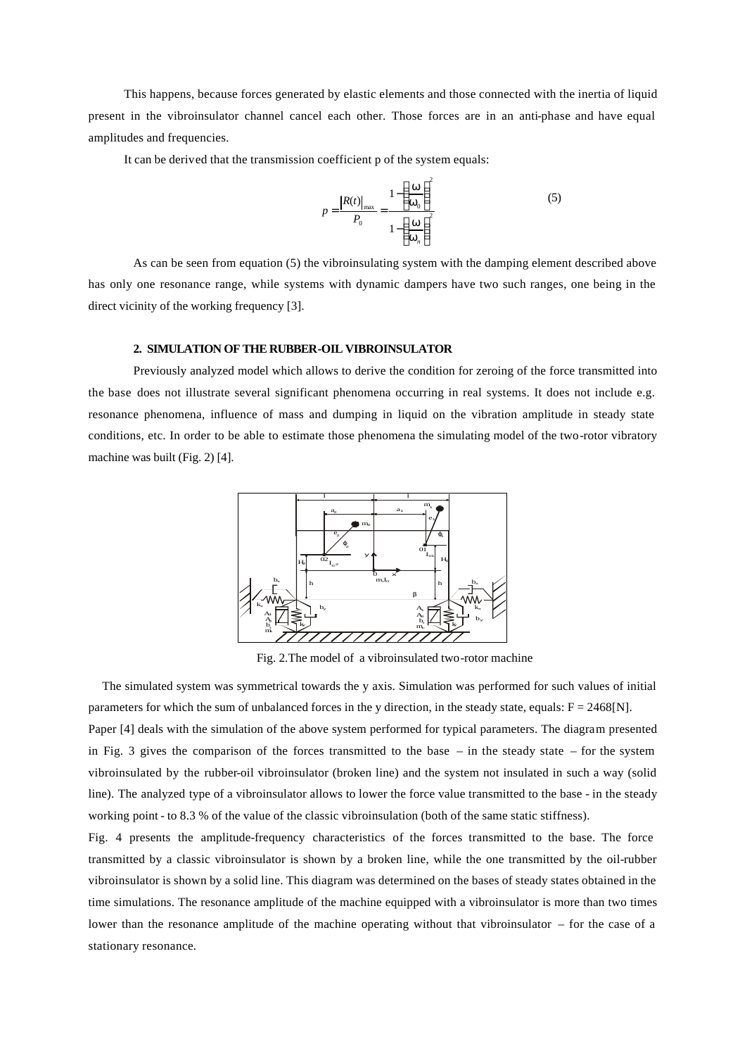This happens, because forces generated by elastic elements and those connected with the inertia of liquid present in the vibroinsulator channel cancel each other. Those forces are in an anti-phase and have equal amplitudes and frequencies.

It can be derived that the transmission coefficient p of the system equals:

$$p = \frac{|R(t)|_{\max}}{P_0} = \frac{1 - \left(\frac{\omega}{\omega_0}\right)^2}{1 - \left(\frac{\omega}{\omega_n}\right)^2} \tag{5}$$

As can be seen from equation (5) the vibroinsulating system with the damping element described above has only one resonance range, while systems with dynamic dampers have two such ranges, one being in the direct vicinity of the working frequency [3].

## 2. SIMULATION OF THE RUBBER-OIL VIBROINSULATOR

Previously analyzed model which allows to derive the condition for zeroing of the force transmitted into the base does not illustrate several significant phenomena occurring in real systems. It does not include e.g. resonance phenomena, influence of mass and dumping in liquid on the vibration amplitude in steady state conditions, etc. In order to be able to estimate those phenomena the simulating model of the two-rotor vibratory machine was built (Fig. 2) [4].

l
l
a2
a1
m1
m2
e1
e2
Φ1
Φ2
01
02
lo1
lo2
H1
H2
y
x
0
m,Io
h
h
bx
kx
by
ky
β
A1
A2
b1
m1

Fig. 2.The model of a vibroinsulated two-rotor machine

The simulated system was symmetrical towards the y axis. Simulation was performed for such values of initial parameters for which the sum of unbalanced forces in the y direction, in the steady state, equals: F = 2468[N].

Paper [4] deals with the simulation of the above system performed for typical parameters. The diagram presented in Fig. 3 gives the comparison of the forces transmitted to the base – in the steady state – for the system vibroinsulated by the rubber-oil vibroinsulator (broken line) and the system not insulated in such a way (solid line). The analyzed type of a vibroinsulator allows to lower the force value transmitted to the base - in the steady working point - to 8.3 % of the value of the classic vibroinsulation (both of the same static stiffness).

Fig. 4 presents the amplitude-frequency characteristics of the forces transmitted to the base. The force transmitted by a classic vibroinsulator is shown by a broken line, while the one transmitted by the oil-rubber vibroinsulator is shown by a solid line. This diagram was determined on the bases of steady states obtained in the time simulations. The resonance amplitude of the machine equipped with a vibroinsulator is more than two times lower than the resonance amplitude of the machine operating without that vibroinsulator – for the case of a stationary resonance.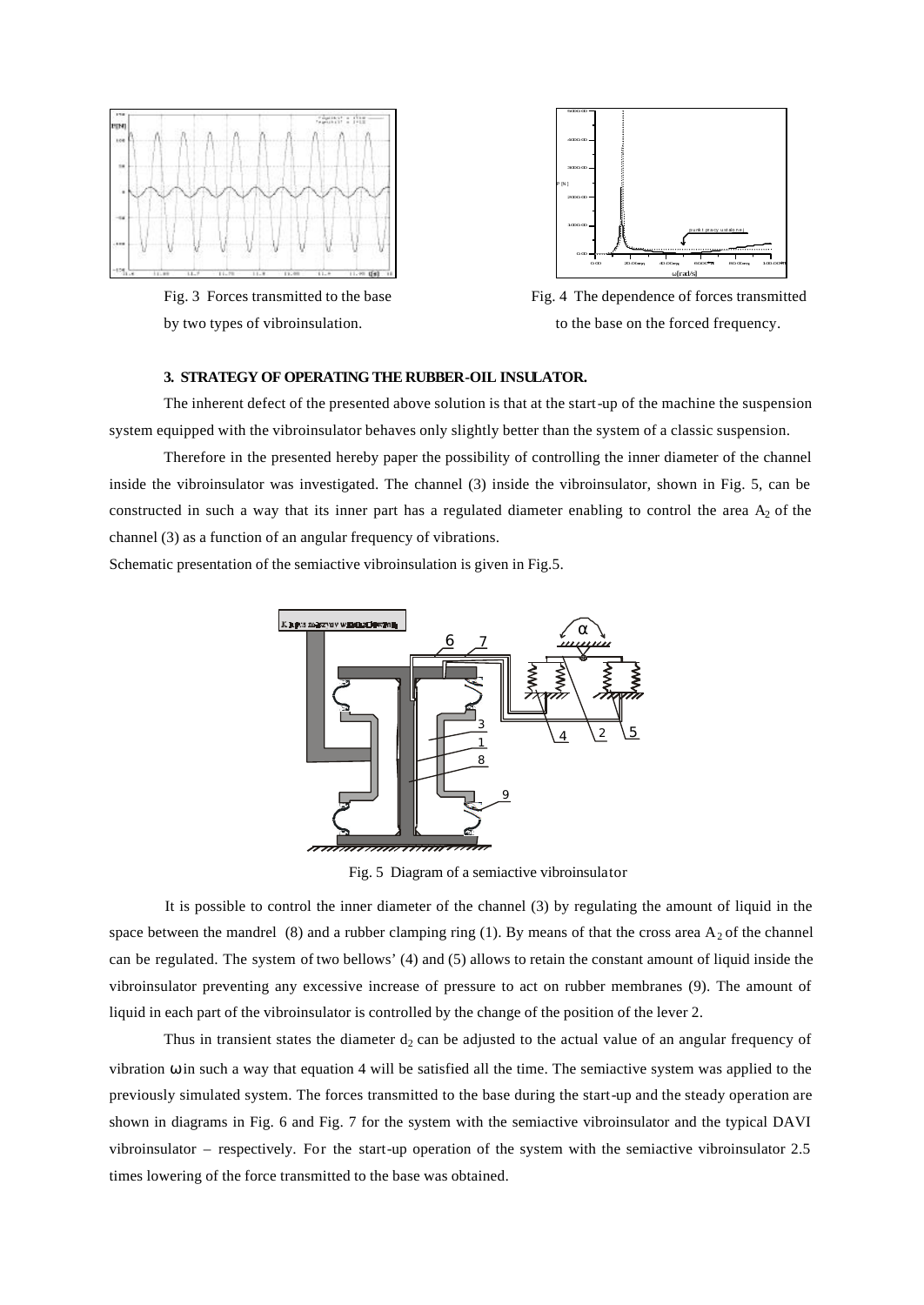Fig. 3 Forces transmitted to the base by two types of vibroinsulation.

Fig. 4 The dependence of forces transmitted to the base on the forced frequency.

### 3. STRATEGY OF OPERATING THE RUBBER-OIL INSULATOR.

The inherent defect of the presented above solution is that at the start-up of the machine the suspension system equipped with the vibroinsulator behaves only slightly better than the system of a classic suspension.

Therefore in the presented hereby paper the possibility of controlling the inner diameter of the channel inside the vibroinsulator was investigated. The channel (3) inside the vibroinsulator, shown in Fig. 5, can be constructed in such a way that its inner part has a regulated diameter enabling to control the area $A_2$ of the channel (3) as a function of an angular frequency of vibrations.

Schematic presentation of the semiactive vibroinsulation is given in Fig.5.

Fig. 5 Diagram of a semiactive vibroinsulator

It is possible to control the inner diameter of the channel (3) by regulating the amount of liquid in the space between the mandrel (8) and a rubber clamping ring (1). By means of that the cross area $A_2$ of the channel can be regulated. The system of two bellows' (4) and (5) allows to retain the constant amount of liquid inside the vibroinsulator preventing any excessive increase of pressure to act on rubber membranes (9). The amount of liquid in each part of the vibroinsulator is controlled by the change of the position of the lever 2.

Thus in transient states the diameter $d_2$ can be adjusted to the actual value of an angular frequency of vibration $\omega$ in such a way that equation 4 will be satisfied all the time. The semiactive system was applied to the previously simulated system. The forces transmitted to the base during the start-up and the steady operation are shown in diagrams in Fig. 6 and Fig. 7 for the system with the semiactive vibroinsulator and the typical DAVI vibroinsulator – respectively. For the start-up operation of the system with the semiactive vibroinsulator 2.5 times lowering of the force transmitted to the base was obtained.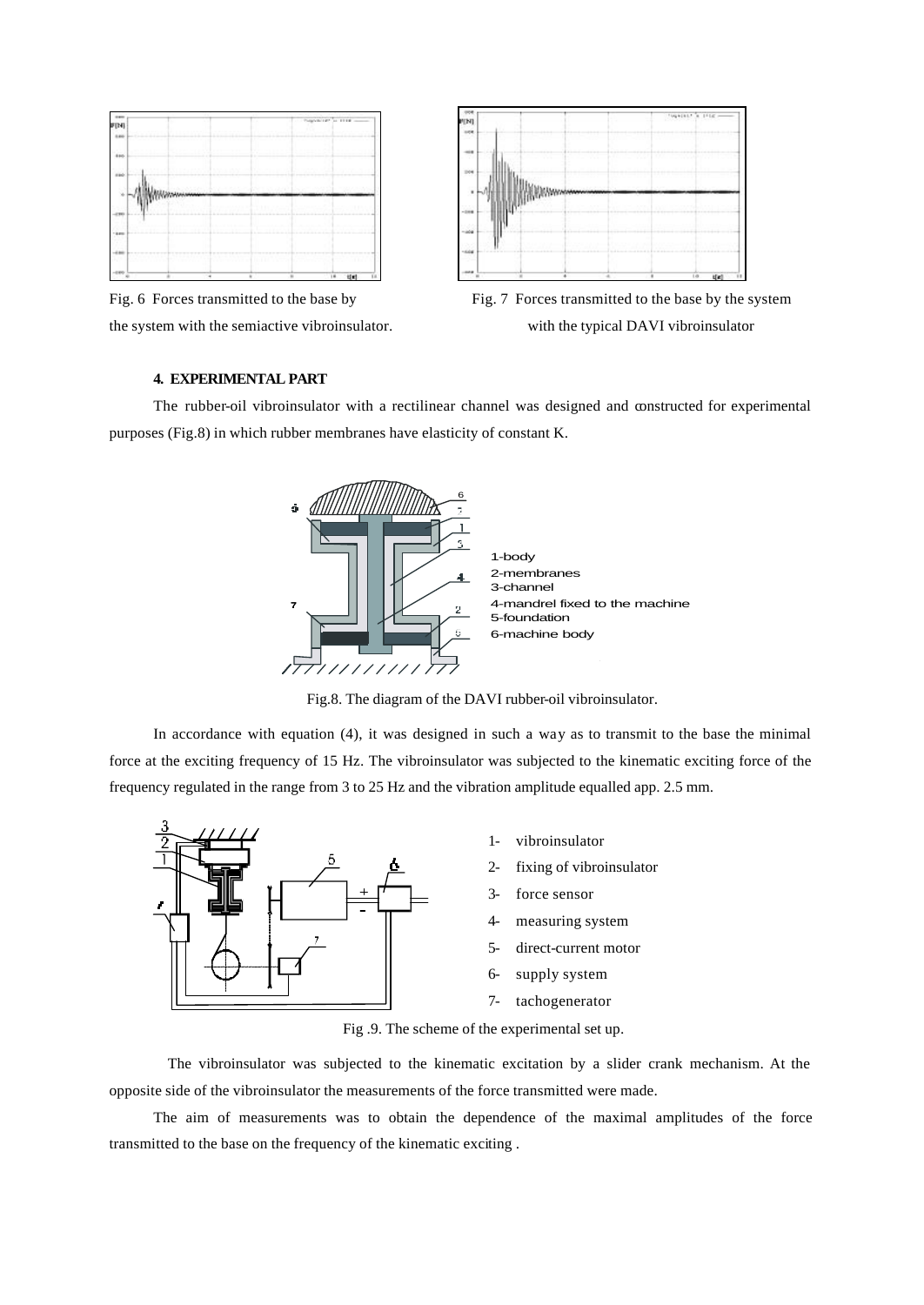Fig. 6 Forces transmitted to the base by the system with the semiactive vibroinsulator.

Fig. 7 Forces transmitted to the base by the system with the typical DAVI vibroinsulator

### 4. EXPERIMENTAL PART

The rubber-oil vibroinsulator with a rectilinear channel was designed and constructed for experimental purposes (Fig.8) in which rubber membranes have elasticity of constant K.

1-body
2-membranes
3-channel
4-mandrel fixed to the machine
5-foundation
6-machine body

Fig.8. The diagram of the DAVI rubber-oil vibroinsulator.

In accordance with equation (4), it was designed in such a way as to transmit to the base the minimal force at the exciting frequency of 15 Hz. The vibroinsulator was subjected to the kinematic exciting force of the frequency regulated in the range from 3 to 25 Hz and the vibration amplitude equalled app. 2.5 mm.

1- vibroinsulator
2- fixing of vibroinsulator
3- force sensor
4- measuring system
5- direct-current motor
6- supply system
7- tachogenerator

Fig .9. The scheme of the experimental set up.

The vibroinsulator was subjected to the kinematic excitation by a slider crank mechanism. At the opposite side of the vibroinsulator the measurements of the force transmitted were made.

The aim of measurements was to obtain the dependence of the maximal amplitudes of the force transmitted to the base on the frequency of the kinematic exciting .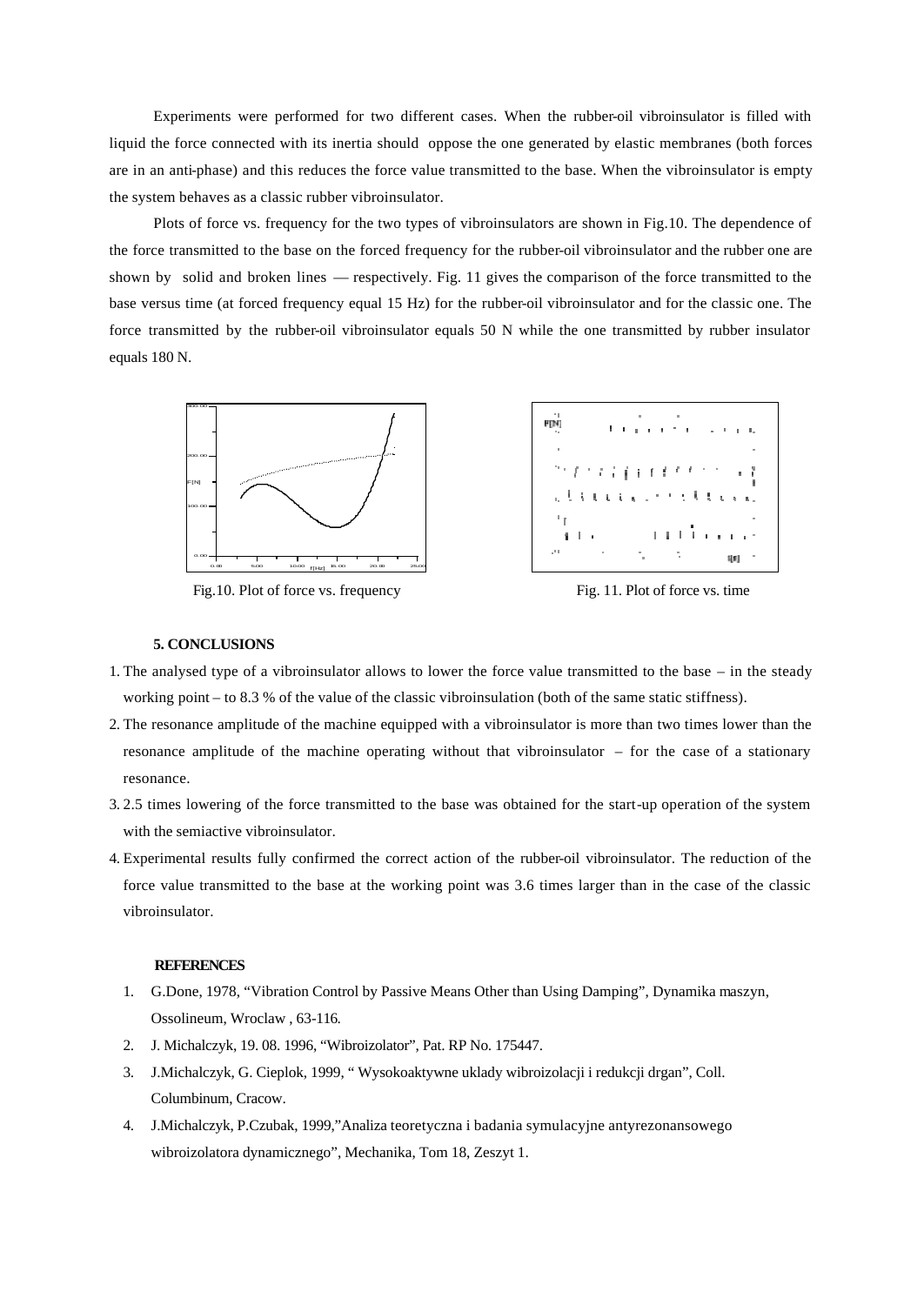Experiments were performed for two different cases. When the rubber-oil vibroinsulator is filled with liquid the force connected with its inertia should oppose the one generated by elastic membranes (both forces are in an anti-phase) and this reduces the force value transmitted to the base. When the vibroinsulator is empty the system behaves as a classic rubber vibroinsulator.

Plots of force vs. frequency for the two types of vibroinsulators are shown in Fig.10. The dependence of the force transmitted to the base on the forced frequency for the rubber-oil vibroinsulator and the rubber one are shown by solid and broken lines — respectively. Fig. 11 gives the comparison of the force transmitted to the base versus time (at forced frequency equal 15 Hz) for the rubber-oil vibroinsulator and for the classic one. The force transmitted by the rubber-oil vibroinsulator equals 50 N while the one transmitted by rubber insulator equals 180 N.

300.00
200.00
F[N]
100.00
0.00
0.00 5.00 10.00 f[Hz] 15.00 20.00 25.00

Fig.10. Plot of force vs. frequency

F[N]

t[s]

Fig. 11. Plot of force vs. time

## 5. CONCLUSIONS

1. The analysed type of a vibroinsulator allows to lower the force value transmitted to the base – in the steady working point – to 8.3 % of the value of the classic vibroinsulation (both of the same static stiffness).
2. The resonance amplitude of the machine equipped with a vibroinsulator is more than two times lower than the resonance amplitude of the machine operating without that vibroinsulator – for the case of a stationary resonance.
3. 2.5 times lowering of the force transmitted to the base was obtained for the start-up operation of the system with the semiactive vibroinsulator.
4. Experimental results fully confirmed the correct action of the rubber-oil vibroinsulator. The reduction of the force value transmitted to the base at the working point was 3.6 times larger than in the case of the classic vibroinsulator.

## REFERENCES

1. G.Done, 1978, "Vibration Control by Passive Means Other than Using Damping", Dynamika maszyn, Ossolineum, Wroclaw , 63-116.
2. J. Michalczyk, 19. 08. 1996, "Wibroizolator", Pat. RP No. 175447.
3. J.Michalczyk, G. Cieplok, 1999, " Wysokoaktywne uklady wibroizolacji i redukcji drgan", Coll. Columbinum, Cracow.
4. J.Michalczyk, P.Czubak, 1999,"Analiza teoretyczna i badania symulacyjne antyrezonansowego wibroizolatora dynamicznego", Mechanika, Tom 18, Zeszyt 1.